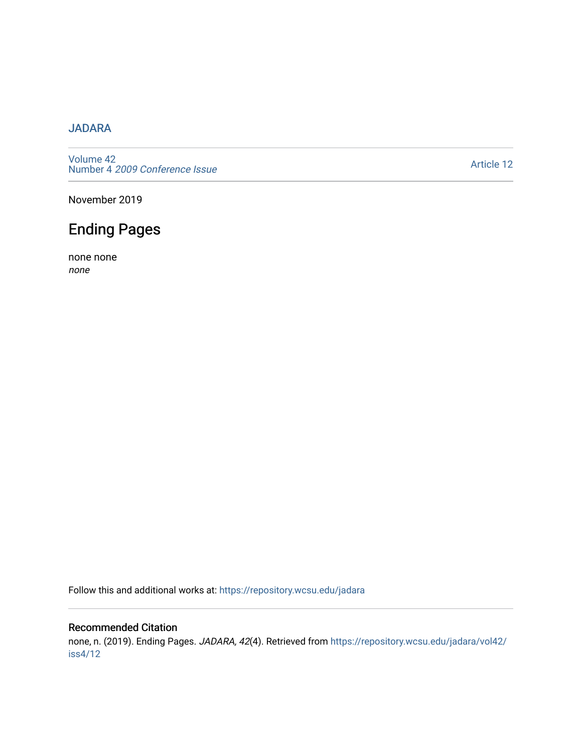JADARA

Volume 42
Number 4 *2009 Conference Issue*

Article 12

November 2019

# Ending Pages

none none
*none*

Follow this and additional works at: https://repository.wcsu.edu/jadara

## Recommended Citation

none, n. (2019). Ending Pages. *JADARA, 42*(4). Retrieved from https://repository.wcsu.edu/jadara/vol42/iss4/12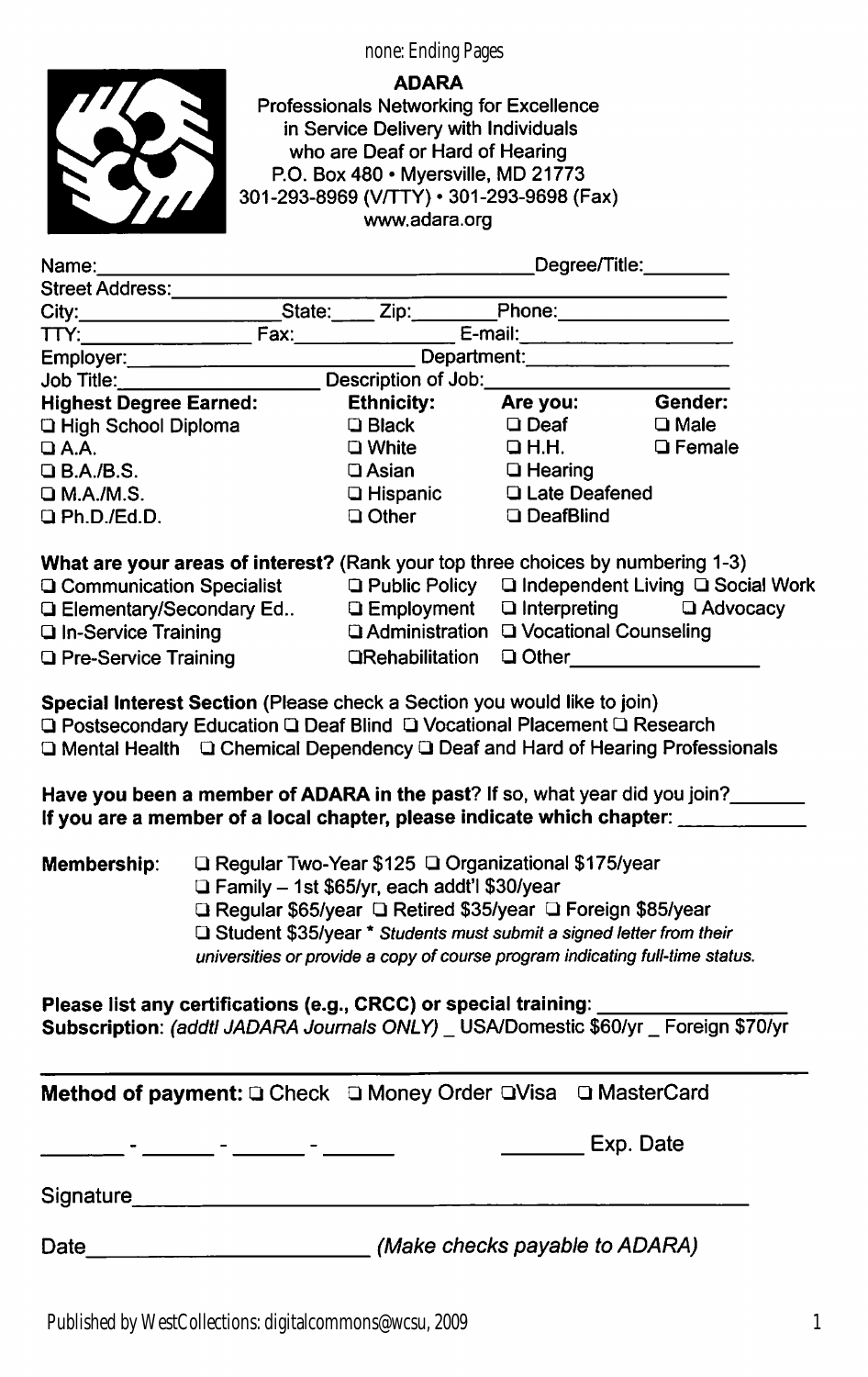none: Ending Pages

**ADARA**

Professionals Networking for Excellence
in Service Delivery with Individuals
who are Deaf or Hard of Hearing
P.O. Box 480 • Myersville, MD 21773
301-293-8969 (V/TTY) • 301-293-9698 (Fax)
www.adara.org

Name:______________________________ Degree/Title:________

Street Address:______________________________

City:________________ State:____ Zip:________ Phone:______________

TTY:______________ Fax:______________ E-mail:________________

Employer:____________________ Department:________________

Job Title:________________ Description of Job:________________

| **Highest Degree Earned:** | **Ethnicity:** | **Are you:** | **Gender:** |
|---|---|---|---|
| ❑ High School Diploma | ❑ Black | ❑ Deaf | ❑ Male |
| ❑ A.A. | ❑ White | ❑ H.H. | ❑ Female |
| ❑ B.A./B.S. | ❑ Asian | ❑ Hearing | |
| ❑ M.A./M.S. | ❑ Hispanic | ❑ Late Deafened | |
| ❑ Ph.D./Ed.D. | ❑ Other | ❑ DeafBlind | |

**What are your areas of interest?** (Rank your top three choices by numbering 1-3)

❑ Communication Specialist ❑ Public Policy ❑ Independent Living ❑ Social Work
❑ Elementary/Secondary Ed.. ❑ Employment ❑ Interpreting ❑ Advocacy
❑ In-Service Training ❑ Administration ❑ Vocational Counseling
❑ Pre-Service Training ❑ Rehabilitation ❑ Other________________

**Special Interest Section** (Please check a Section you would like to join)
❑ Postsecondary Education ❑ Deaf Blind ❑ Vocational Placement ❑ Research
❑ Mental Health ❑ Chemical Dependency ❑ Deaf and Hard of Hearing Professionals

**Have you been a member of ADARA in the past**? If so, what year did you join?______
**If you are a member of a local chapter, please indicate which chapter:** __________

**Membership**: ❑ Regular Two-Year $125 ❑ Organizational $175/year
❑ Family – 1st $65/yr, each addt'l $30/year
❑ Regular $65/year ❑ Retired $35/year ❑ Foreign $85/year
❑ Student $35/year * *Students must submit a signed letter from their universities or provide a copy of course program indicating full-time status.*

**Please list any certifications (e.g., CRCC) or special training**: ________________
**Subscription**: *(addtl JADARA Journals ONLY)* _ USA/Domestic $60/yr _ Foreign $70/yr

---

**Method of payment:** ❑ Check ❑ Money Order ❑ Visa ❑ MasterCard

______ - ______ - ______ - ______ ______ Exp. Date

Signature____________________________________________

Date____________________ *(Make checks payable to ADARA)*

Published by WestCollections: digitalcommons@wcsu, 2009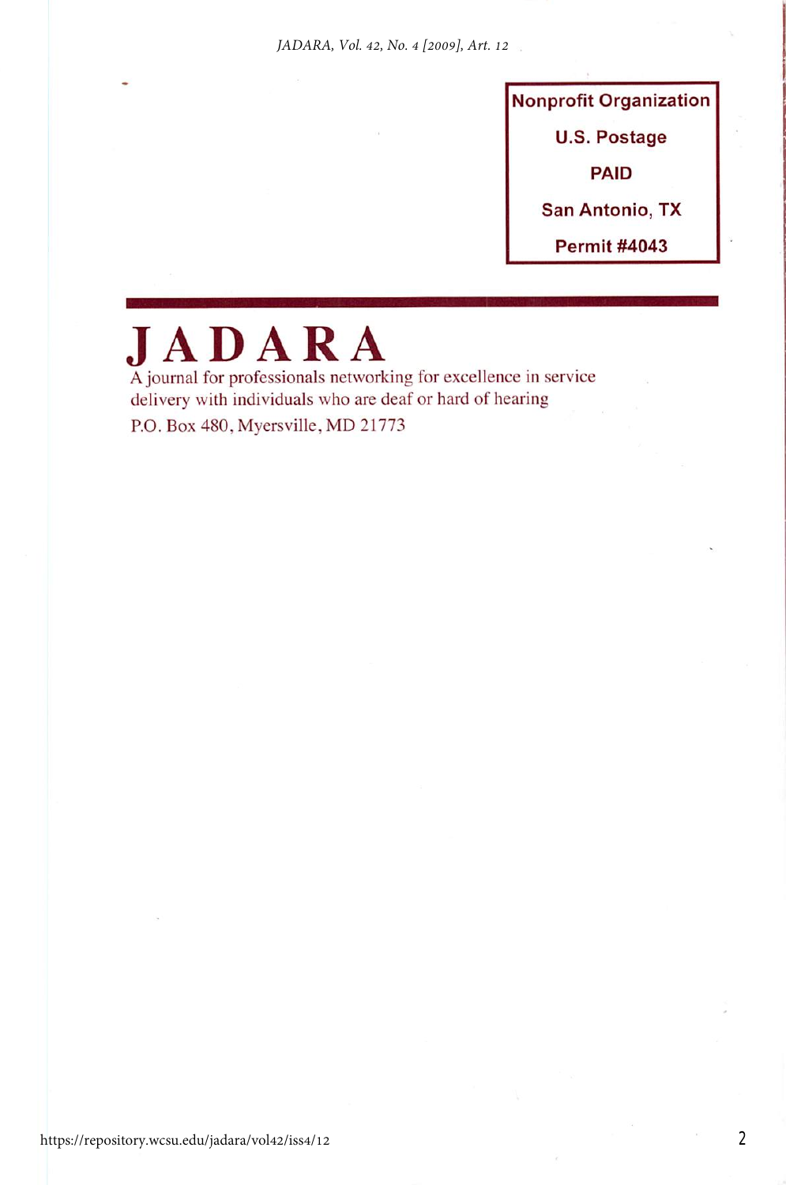Nonprofit Organization

U.S. Postage

PAID

San Antonio, TX

Permit #4043

# JADARA

A journal for professionals networking for excellence in service delivery with individuals who are deaf or hard of hearing

P.O. Box 480, Myersville, MD 21773